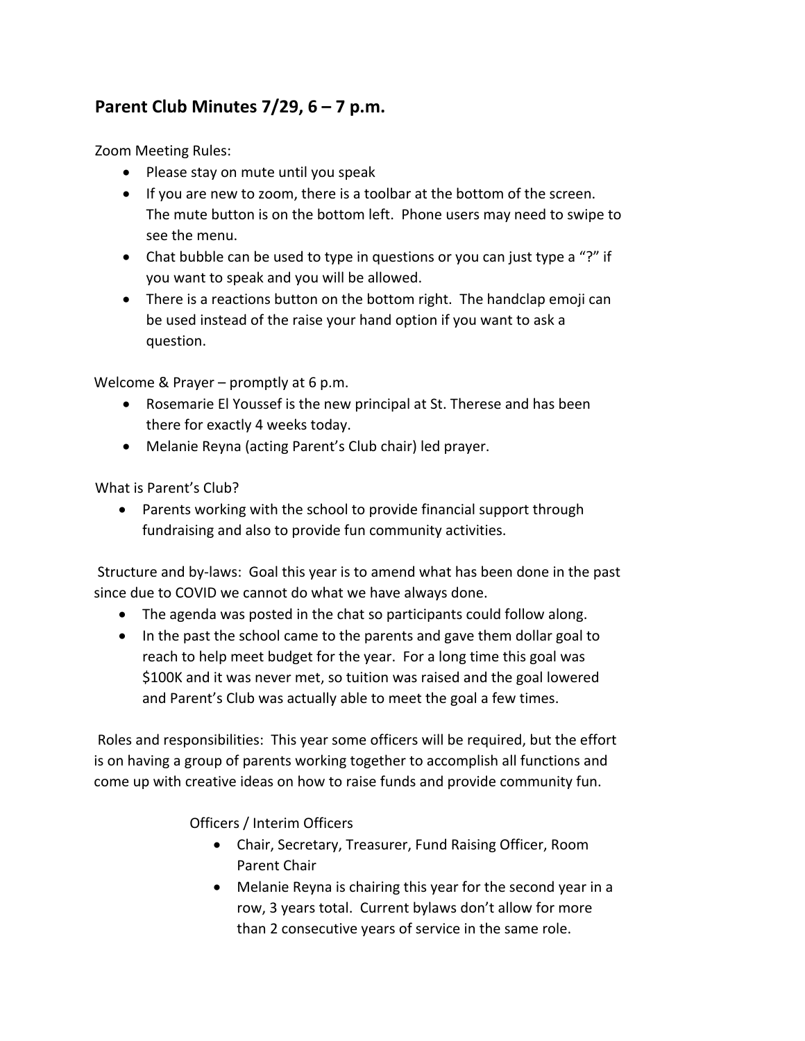## Parent Club Minutes 7/29, 6 – 7 p.m.

Zoom Meeting Rules:

- Please stay on mute until you speak
- If you are new to zoom, there is a toolbar at the bottom of the screen. The mute button is on the bottom left. Phone users may need to swipe to see the menu.
- Chat bubble can be used to type in questions or you can just type a "?" if you want to speak and you will be allowed.
- There is a reactions button on the bottom right. The handclap emoji can be used instead of the raise your hand option if you want to ask a question.

Welcome & Prayer – promptly at 6 p.m.

- Rosemarie El Youssef is the new principal at St. Therese and has been there for exactly 4 weeks today.
- Melanie Reyna (acting Parent's Club chair) led prayer.

What is Parent's Club?

- Parents working with the school to provide financial support through fundraising and also to provide fun community activities.

Structure and by-laws: Goal this year is to amend what has been done in the past since due to COVID we cannot do what we have always done.

- The agenda was posted in the chat so participants could follow along.
- In the past the school came to the parents and gave them dollar goal to reach to help meet budget for the year. For a long time this goal was $100K and it was never met, so tuition was raised and the goal lowered and Parent's Club was actually able to meet the goal a few times.

Roles and responsibilities: This year some officers will be required, but the effort is on having a group of parents working together to accomplish all functions and come up with creative ideas on how to raise funds and provide community fun.

Officers / Interim Officers

- Chair, Secretary, Treasurer, Fund Raising Officer, Room Parent Chair
- Melanie Reyna is chairing this year for the second year in a row, 3 years total. Current bylaws don't allow for more than 2 consecutive years of service in the same role.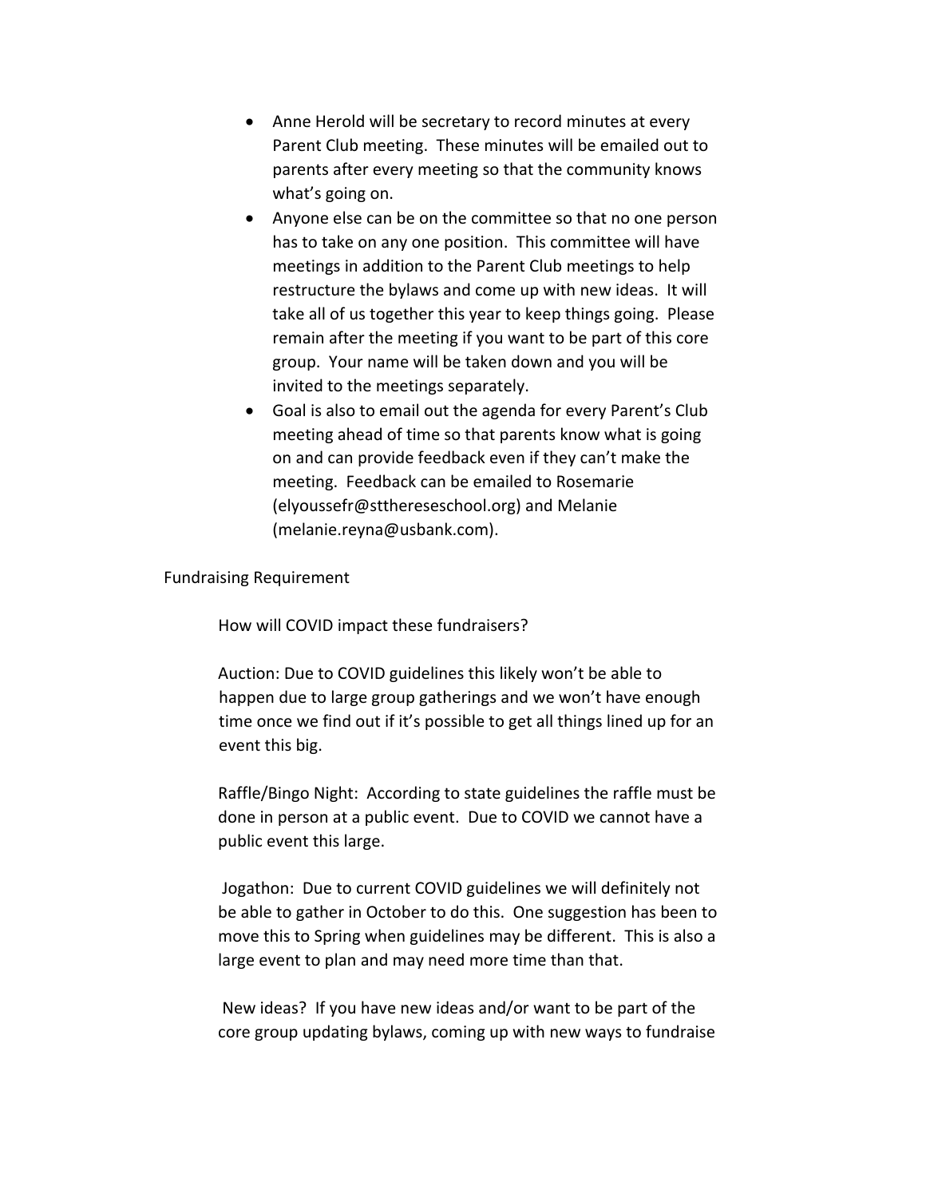- Anne Herold will be secretary to record minutes at every Parent Club meeting. These minutes will be emailed out to parents after every meeting so that the community knows what's going on.
- Anyone else can be on the committee so that no one person has to take on any one position. This committee will have meetings in addition to the Parent Club meetings to help restructure the bylaws and come up with new ideas. It will take all of us together this year to keep things going. Please remain after the meeting if you want to be part of this core group. Your name will be taken down and you will be invited to the meetings separately.
- Goal is also to email out the agenda for every Parent's Club meeting ahead of time so that parents know what is going on and can provide feedback even if they can't make the meeting. Feedback can be emailed to Rosemarie (elyoussefr@stthereseschool.org) and Melanie (melanie.reyna@usbank.com).

Fundraising Requirement

How will COVID impact these fundraisers?

Auction: Due to COVID guidelines this likely won't be able to happen due to large group gatherings and we won't have enough time once we find out if it's possible to get all things lined up for an event this big.

Raffle/Bingo Night: According to state guidelines the raffle must be done in person at a public event. Due to COVID we cannot have a public event this large.

Jogathon: Due to current COVID guidelines we will definitely not be able to gather in October to do this. One suggestion has been to move this to Spring when guidelines may be different. This is also a large event to plan and may need more time than that.

New ideas? If you have new ideas and/or want to be part of the core group updating bylaws, coming up with new ways to fundraise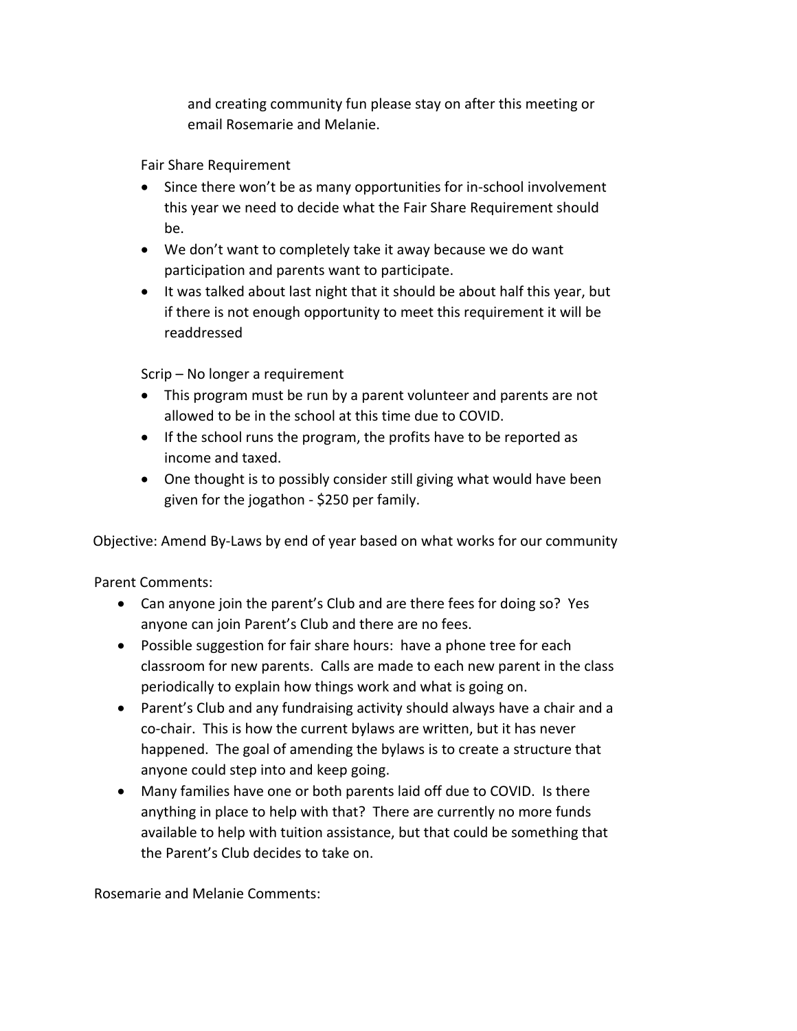and creating community fun please stay on after this meeting or email Rosemarie and Melanie.

Fair Share Requirement

- Since there won't be as many opportunities for in-school involvement this year we need to decide what the Fair Share Requirement should be.
- We don't want to completely take it away because we do want participation and parents want to participate.
- It was talked about last night that it should be about half this year, but if there is not enough opportunity to meet this requirement it will be readdressed

Scrip – No longer a requirement

- This program must be run by a parent volunteer and parents are not allowed to be in the school at this time due to COVID.
- If the school runs the program, the profits have to be reported as income and taxed.
- One thought is to possibly consider still giving what would have been given for the jogathon - $250 per family.

Objective: Amend By-Laws by end of year based on what works for our community

Parent Comments:

- Can anyone join the parent's Club and are there fees for doing so? Yes anyone can join Parent's Club and there are no fees.
- Possible suggestion for fair share hours: have a phone tree for each classroom for new parents. Calls are made to each new parent in the class periodically to explain how things work and what is going on.
- Parent's Club and any fundraising activity should always have a chair and a co-chair. This is how the current bylaws are written, but it has never happened. The goal of amending the bylaws is to create a structure that anyone could step into and keep going.
- Many families have one or both parents laid off due to COVID. Is there anything in place to help with that? There are currently no more funds available to help with tuition assistance, but that could be something that the Parent's Club decides to take on.

Rosemarie and Melanie Comments: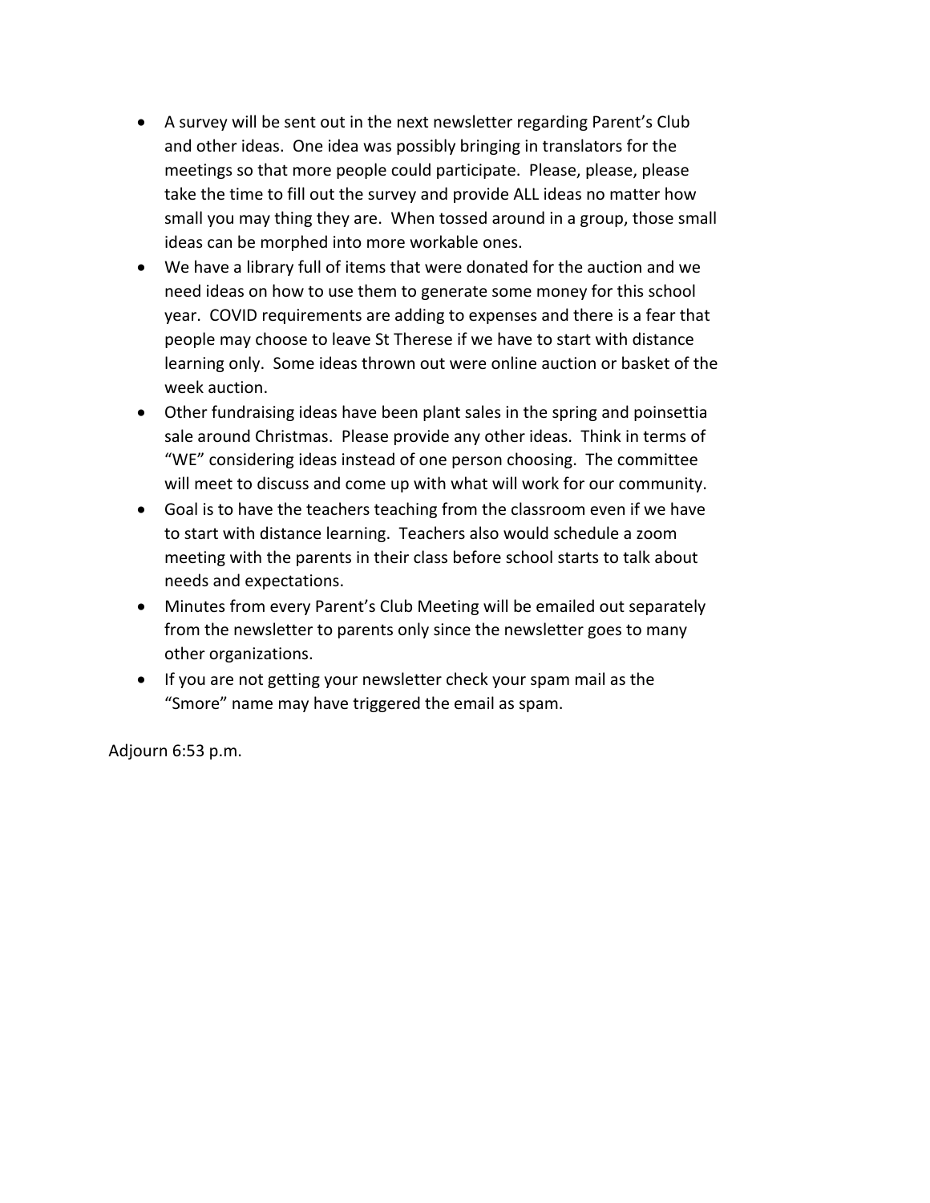- A survey will be sent out in the next newsletter regarding Parent's Club and other ideas. One idea was possibly bringing in translators for the meetings so that more people could participate. Please, please, please take the time to fill out the survey and provide ALL ideas no matter how small you may thing they are. When tossed around in a group, those small ideas can be morphed into more workable ones.
- We have a library full of items that were donated for the auction and we need ideas on how to use them to generate some money for this school year. COVID requirements are adding to expenses and there is a fear that people may choose to leave St Therese if we have to start with distance learning only. Some ideas thrown out were online auction or basket of the week auction.
- Other fundraising ideas have been plant sales in the spring and poinsettia sale around Christmas. Please provide any other ideas. Think in terms of "WE" considering ideas instead of one person choosing. The committee will meet to discuss and come up with what will work for our community.
- Goal is to have the teachers teaching from the classroom even if we have to start with distance learning. Teachers also would schedule a zoom meeting with the parents in their class before school starts to talk about needs and expectations.
- Minutes from every Parent's Club Meeting will be emailed out separately from the newsletter to parents only since the newsletter goes to many other organizations.
- If you are not getting your newsletter check your spam mail as the "Smore" name may have triggered the email as spam.

Adjourn 6:53 p.m.